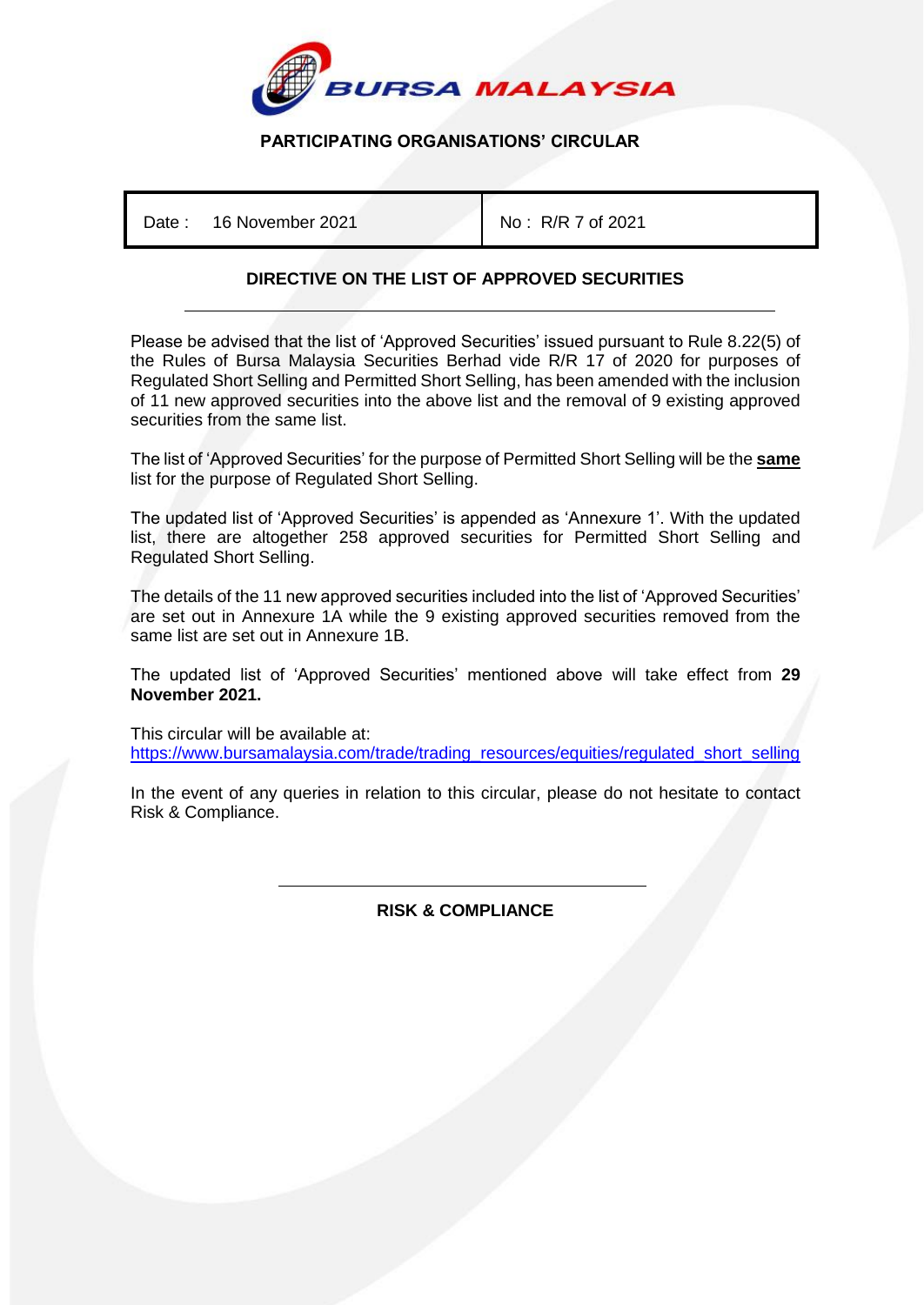**BURSA MALAYSIA**

## PARTICIPATING ORGANISATIONS' CIRCULAR

| Date : 16 November 2021 | No : R/R 7 of 2021 |
| --- | --- |

### DIRECTIVE ON THE LIST OF APPROVED SECURITIES

Please be advised that the list of 'Approved Securities' issued pursuant to Rule 8.22(5) of the Rules of Bursa Malaysia Securities Berhad vide R/R 17 of 2020 for purposes of Regulated Short Selling and Permitted Short Selling, has been amended with the inclusion of 11 new approved securities into the above list and the removal of 9 existing approved securities from the same list.

The list of 'Approved Securities' for the purpose of Permitted Short Selling will be the **same** list for the purpose of Regulated Short Selling.

The updated list of 'Approved Securities' is appended as 'Annexure 1'. With the updated list, there are altogether 258 approved securities for Permitted Short Selling and Regulated Short Selling.

The details of the 11 new approved securities included into the list of 'Approved Securities' are set out in Annexure 1A while the 9 existing approved securities removed from the same list are set out in Annexure 1B.

The updated list of 'Approved Securities' mentioned above will take effect from **29 November 2021.**

This circular will be available at:
https://www.bursamalaysia.com/trade/trading_resources/equities/regulated_short_selling

In the event of any queries in relation to this circular, please do not hesitate to contact Risk & Compliance.

**RISK & COMPLIANCE**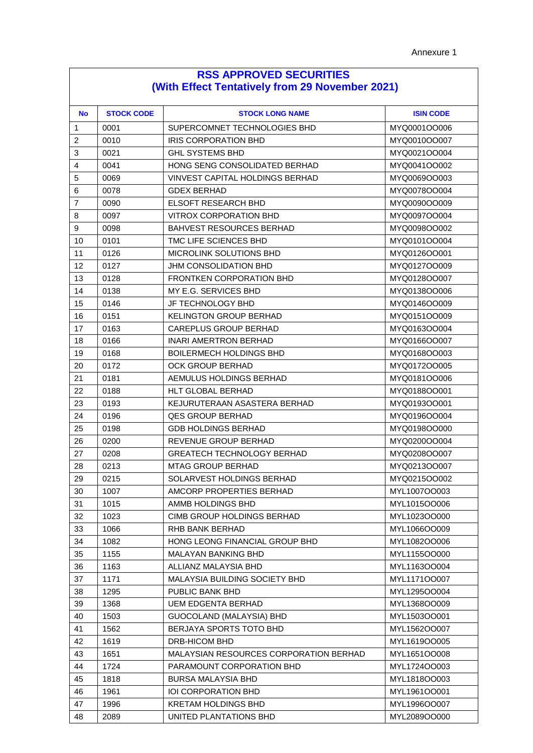Annexure 1

## RSS APPROVED SECURITIES
## (With Effect Tentatively from 29 November 2021)

| No | STOCK CODE | STOCK LONG NAME | ISIN CODE |
|---|---|---|---|
| 1 | 0001 | SUPERCOMNET TECHNOLOGIES BHD | MYQ0001OO006 |
| 2 | 0010 | IRIS CORPORATION BHD | MYQ0010OO007 |
| 3 | 0021 | GHL SYSTEMS BHD | MYQ0021OO004 |
| 4 | 0041 | HONG SENG CONSOLIDATED BERHAD | MYQ0041OO002 |
| 5 | 0069 | VINVEST CAPITAL HOLDINGS BERHAD | MYQ0069OO003 |
| 6 | 0078 | GDEX BERHAD | MYQ0078OO004 |
| 7 | 0090 | ELSOFT RESEARCH BHD | MYQ0090OO009 |
| 8 | 0097 | VITROX CORPORATION BHD | MYQ0097OO004 |
| 9 | 0098 | BAHVEST RESOURCES BERHAD | MYQ0098OO002 |
| 10 | 0101 | TMC LIFE SCIENCES BHD | MYQ0101OO004 |
| 11 | 0126 | MICROLINK SOLUTIONS BHD | MYQ0126OO001 |
| 12 | 0127 | JHM CONSOLIDATION BHD | MYQ0127OO009 |
| 13 | 0128 | FRONTKEN CORPORATION BHD | MYQ0128OO007 |
| 14 | 0138 | MY E.G. SERVICES BHD | MYQ0138OO006 |
| 15 | 0146 | JF TECHNOLOGY BHD | MYQ0146OO009 |
| 16 | 0151 | KELINGTON GROUP BERHAD | MYQ0151OO009 |
| 17 | 0163 | CAREPLUS GROUP BERHAD | MYQ0163OO004 |
| 18 | 0166 | INARI AMERTRON BERHAD | MYQ0166OO007 |
| 19 | 0168 | BOILERMECH HOLDINGS BHD | MYQ0168OO003 |
| 20 | 0172 | OCK GROUP BERHAD | MYQ0172OO005 |
| 21 | 0181 | AEMULUS HOLDINGS BERHAD | MYQ0181OO006 |
| 22 | 0188 | HLT GLOBAL BERHAD | MYQ0188OO001 |
| 23 | 0193 | KEJURUTERAAN ASASTERA BERHAD | MYQ0193OO001 |
| 24 | 0196 | QES GROUP BERHAD | MYQ0196OO004 |
| 25 | 0198 | GDB HOLDINGS BERHAD | MYQ0198OO000 |
| 26 | 0200 | REVENUE GROUP BERHAD | MYQ0200OO004 |
| 27 | 0208 | GREATECH TECHNOLOGY BERHAD | MYQ0208OO007 |
| 28 | 0213 | MTAG GROUP BERHAD | MYQ0213OO007 |
| 29 | 0215 | SOLARVEST HOLDINGS BERHAD | MYQ0215OO002 |
| 30 | 1007 | AMCORP PROPERTIES BERHAD | MYL1007OO003 |
| 31 | 1015 | AMMB HOLDINGS BHD | MYL1015OO006 |
| 32 | 1023 | CIMB GROUP HOLDINGS BERHAD | MYL1023OO000 |
| 33 | 1066 | RHB BANK BERHAD | MYL1066OO009 |
| 34 | 1082 | HONG LEONG FINANCIAL GROUP BHD | MYL1082OO006 |
| 35 | 1155 | MALAYAN BANKING BHD | MYL1155OO000 |
| 36 | 1163 | ALLIANZ MALAYSIA BHD | MYL1163OO004 |
| 37 | 1171 | MALAYSIA BUILDING SOCIETY BHD | MYL1171OO007 |
| 38 | 1295 | PUBLIC BANK BHD | MYL1295OO004 |
| 39 | 1368 | UEM EDGENTA BERHAD | MYL1368OO009 |
| 40 | 1503 | GUOCOLAND (MALAYSIA) BHD | MYL1503OO001 |
| 41 | 1562 | BERJAYA SPORTS TOTO BHD | MYL1562OO007 |
| 42 | 1619 | DRB-HICOM BHD | MYL1619OO005 |
| 43 | 1651 | MALAYSIAN RESOURCES CORPORATION BERHAD | MYL1651OO008 |
| 44 | 1724 | PARAMOUNT CORPORATION BHD | MYL1724OO003 |
| 45 | 1818 | BURSA MALAYSIA BHD | MYL1818OO003 |
| 46 | 1961 | IOI CORPORATION BHD | MYL1961OO001 |
| 47 | 1996 | KRETAM HOLDINGS BHD | MYL1996OO007 |
| 48 | 2089 | UNITED PLANTATIONS BHD | MYL2089OO000 |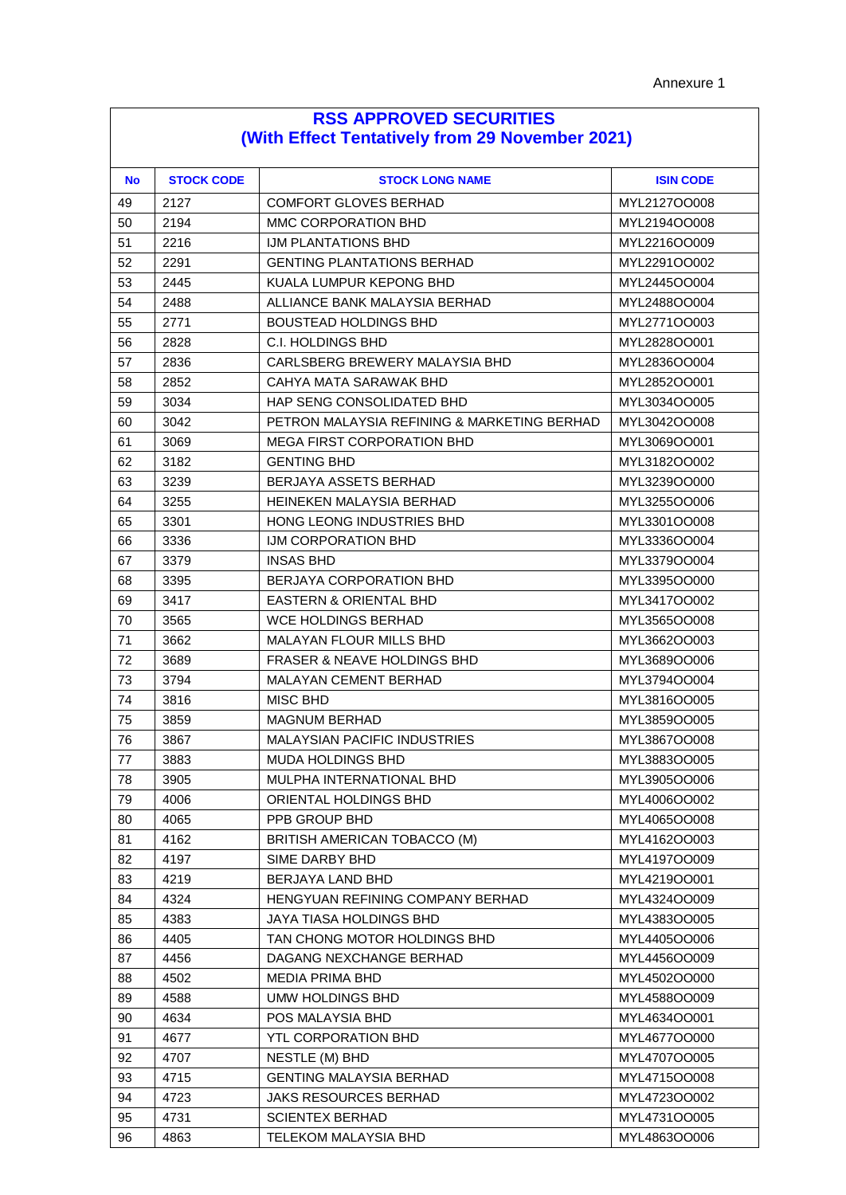Annexure 1

## RSS APPROVED SECURITIES
## (With Effect Tentatively from 29 November 2021)

| No | STOCK CODE | STOCK LONG NAME | ISIN CODE |
|---|---|---|---|
| 49 | 2127 | COMFORT GLOVES BERHAD | MYL2127OO008 |
| 50 | 2194 | MMC CORPORATION BHD | MYL2194OO008 |
| 51 | 2216 | IJM PLANTATIONS BHD | MYL2216OO009 |
| 52 | 2291 | GENTING PLANTATIONS BERHAD | MYL2291OO002 |
| 53 | 2445 | KUALA LUMPUR KEPONG BHD | MYL2445OO004 |
| 54 | 2488 | ALLIANCE BANK MALAYSIA BERHAD | MYL2488OO004 |
| 55 | 2771 | BOUSTEAD HOLDINGS BHD | MYL2771OO003 |
| 56 | 2828 | C.I. HOLDINGS BHD | MYL2828OO001 |
| 57 | 2836 | CARLSBERG BREWERY MALAYSIA BHD | MYL2836OO004 |
| 58 | 2852 | CAHYA MATA SARAWAK BHD | MYL2852OO001 |
| 59 | 3034 | HAP SENG CONSOLIDATED BHD | MYL3034OO005 |
| 60 | 3042 | PETRON MALAYSIA REFINING & MARKETING BERHAD | MYL3042OO008 |
| 61 | 3069 | MEGA FIRST CORPORATION BHD | MYL3069OO001 |
| 62 | 3182 | GENTING BHD | MYL3182OO002 |
| 63 | 3239 | BERJAYA ASSETS BERHAD | MYL3239OO000 |
| 64 | 3255 | HEINEKEN MALAYSIA BERHAD | MYL3255OO006 |
| 65 | 3301 | HONG LEONG INDUSTRIES BHD | MYL3301OO008 |
| 66 | 3336 | IJM CORPORATION BHD | MYL3336OO004 |
| 67 | 3379 | INSAS BHD | MYL3379OO004 |
| 68 | 3395 | BERJAYA CORPORATION BHD | MYL3395OO000 |
| 69 | 3417 | EASTERN & ORIENTAL BHD | MYL3417OO002 |
| 70 | 3565 | WCE HOLDINGS BERHAD | MYL3565OO008 |
| 71 | 3662 | MALAYAN FLOUR MILLS BHD | MYL3662OO003 |
| 72 | 3689 | FRASER & NEAVE HOLDINGS BHD | MYL3689OO006 |
| 73 | 3794 | MALAYAN CEMENT BERHAD | MYL3794OO004 |
| 74 | 3816 | MISC BHD | MYL3816OO005 |
| 75 | 3859 | MAGNUM BERHAD | MYL3859OO005 |
| 76 | 3867 | MALAYSIAN PACIFIC INDUSTRIES | MYL3867OO008 |
| 77 | 3883 | MUDA HOLDINGS BHD | MYL3883OO005 |
| 78 | 3905 | MULPHA INTERNATIONAL BHD | MYL3905OO006 |
| 79 | 4006 | ORIENTAL HOLDINGS BHD | MYL4006OO002 |
| 80 | 4065 | PPB GROUP BHD | MYL4065OO008 |
| 81 | 4162 | BRITISH AMERICAN TOBACCO (M) | MYL4162OO003 |
| 82 | 4197 | SIME DARBY BHD | MYL4197OO009 |
| 83 | 4219 | BERJAYA LAND BHD | MYL4219OO001 |
| 84 | 4324 | HENGYUAN REFINING COMPANY BERHAD | MYL4324OO009 |
| 85 | 4383 | JAYA TIASA HOLDINGS BHD | MYL4383OO005 |
| 86 | 4405 | TAN CHONG MOTOR HOLDINGS BHD | MYL4405OO006 |
| 87 | 4456 | DAGANG NEXCHANGE BERHAD | MYL4456OO009 |
| 88 | 4502 | MEDIA PRIMA BHD | MYL4502OO000 |
| 89 | 4588 | UMW HOLDINGS BHD | MYL4588OO009 |
| 90 | 4634 | POS MALAYSIA BHD | MYL4634OO001 |
| 91 | 4677 | YTL CORPORATION BHD | MYL4677OO000 |
| 92 | 4707 | NESTLE (M) BHD | MYL4707OO005 |
| 93 | 4715 | GENTING MALAYSIA BERHAD | MYL4715OO008 |
| 94 | 4723 | JAKS RESOURCES BERHAD | MYL4723OO002 |
| 95 | 4731 | SCIENTEX BERHAD | MYL4731OO005 |
| 96 | 4863 | TELEKOM MALAYSIA BHD | MYL4863OO006 |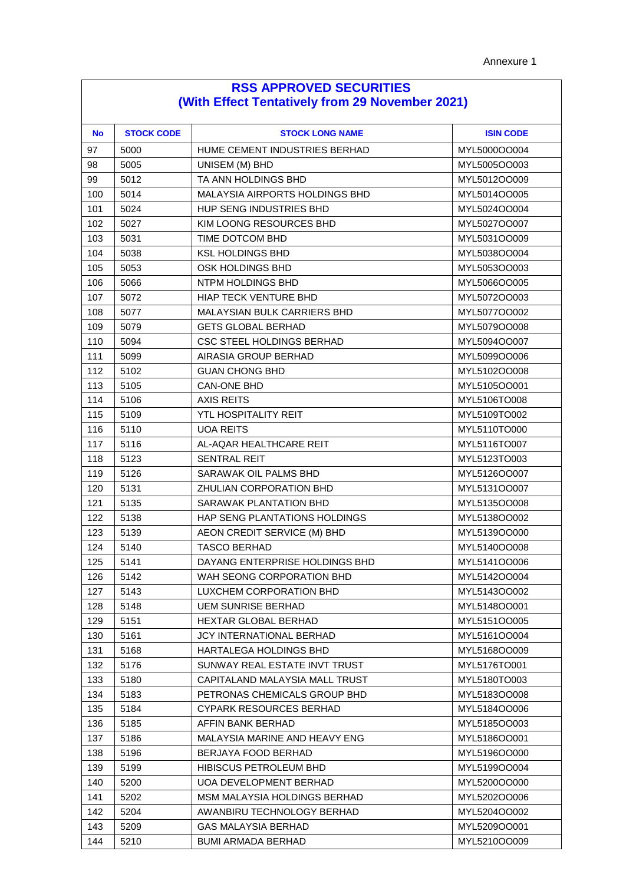Annexure 1

| RSS APPROVED SECURITIES (With Effect Tentatively from 29 November 2021) | | | |
|---|---|---|---|
| **No** | **STOCK CODE** | **STOCK LONG NAME** | **ISIN CODE** |
| 97 | 5000 | HUME CEMENT INDUSTRIES BERHAD | MYL5000OO004 |
| 98 | 5005 | UNISEM (M) BHD | MYL5005OO003 |
| 99 | 5012 | TA ANN HOLDINGS BHD | MYL5012OO009 |
| 100 | 5014 | MALAYSIA AIRPORTS HOLDINGS BHD | MYL5014OO005 |
| 101 | 5024 | HUP SENG INDUSTRIES BHD | MYL5024OO004 |
| 102 | 5027 | KIM LOONG RESOURCES BHD | MYL5027OO007 |
| 103 | 5031 | TIME DOTCOM BHD | MYL5031OO009 |
| 104 | 5038 | KSL HOLDINGS BHD | MYL5038OO004 |
| 105 | 5053 | OSK HOLDINGS BHD | MYL5053OO003 |
| 106 | 5066 | NTPM HOLDINGS BHD | MYL5066OO005 |
| 107 | 5072 | HIAP TECK VENTURE BHD | MYL5072OO003 |
| 108 | 5077 | MALAYSIAN BULK CARRIERS BHD | MYL5077OO002 |
| 109 | 5079 | GETS GLOBAL BERHAD | MYL5079OO008 |
| 110 | 5094 | CSC STEEL HOLDINGS BERHAD | MYL5094OO007 |
| 111 | 5099 | AIRASIA GROUP BERHAD | MYL5099OO006 |
| 112 | 5102 | GUAN CHONG BHD | MYL5102OO008 |
| 113 | 5105 | CAN-ONE BHD | MYL5105OO001 |
| 114 | 5106 | AXIS REITS | MYL5106TO008 |
| 115 | 5109 | YTL HOSPITALITY REIT | MYL5109TO002 |
| 116 | 5110 | UOA REITS | MYL5110TO000 |
| 117 | 5116 | AL-AQAR HEALTHCARE REIT | MYL5116TO007 |
| 118 | 5123 | SENTRAL REIT | MYL5123TO003 |
| 119 | 5126 | SARAWAK OIL PALMS BHD | MYL5126OO007 |
| 120 | 5131 | ZHULIAN CORPORATION BHD | MYL5131OO007 |
| 121 | 5135 | SARAWAK PLANTATION BHD | MYL5135OO008 |
| 122 | 5138 | HAP SENG PLANTATIONS HOLDINGS | MYL5138OO002 |
| 123 | 5139 | AEON CREDIT SERVICE (M) BHD | MYL5139OO000 |
| 124 | 5140 | TASCO BERHAD | MYL5140OO008 |
| 125 | 5141 | DAYANG ENTERPRISE HOLDINGS BHD | MYL5141OO006 |
| 126 | 5142 | WAH SEONG CORPORATION BHD | MYL5142OO004 |
| 127 | 5143 | LUXCHEM CORPORATION BHD | MYL5143OO002 |
| 128 | 5148 | UEM SUNRISE BERHAD | MYL5148OO001 |
| 129 | 5151 | HEXTAR GLOBAL BERHAD | MYL5151OO005 |
| 130 | 5161 | JCY INTERNATIONAL BERHAD | MYL5161OO004 |
| 131 | 5168 | HARTALEGA HOLDINGS BHD | MYL5168OO009 |
| 132 | 5176 | SUNWAY REAL ESTATE INVT TRUST | MYL5176TO001 |
| 133 | 5180 | CAPITALAND MALAYSIA MALL TRUST | MYL5180TO003 |
| 134 | 5183 | PETRONAS CHEMICALS GROUP BHD | MYL5183OO008 |
| 135 | 5184 | CYPARK RESOURCES BERHAD | MYL5184OO006 |
| 136 | 5185 | AFFIN BANK BERHAD | MYL5185OO003 |
| 137 | 5186 | MALAYSIA MARINE AND HEAVY ENG | MYL5186OO001 |
| 138 | 5196 | BERJAYA FOOD BERHAD | MYL5196OO000 |
| 139 | 5199 | HIBISCUS PETROLEUM BHD | MYL5199OO004 |
| 140 | 5200 | UOA DEVELOPMENT BERHAD | MYL5200OO000 |
| 141 | 5202 | MSM MALAYSIA HOLDINGS BERHAD | MYL5202OO006 |
| 142 | 5204 | AWANBIRU TECHNOLOGY BERHAD | MYL5204OO002 |
| 143 | 5209 | GAS MALAYSIA BERHAD | MYL5209OO001 |
| 144 | 5210 | BUMI ARMADA BERHAD | MYL5210OO009 |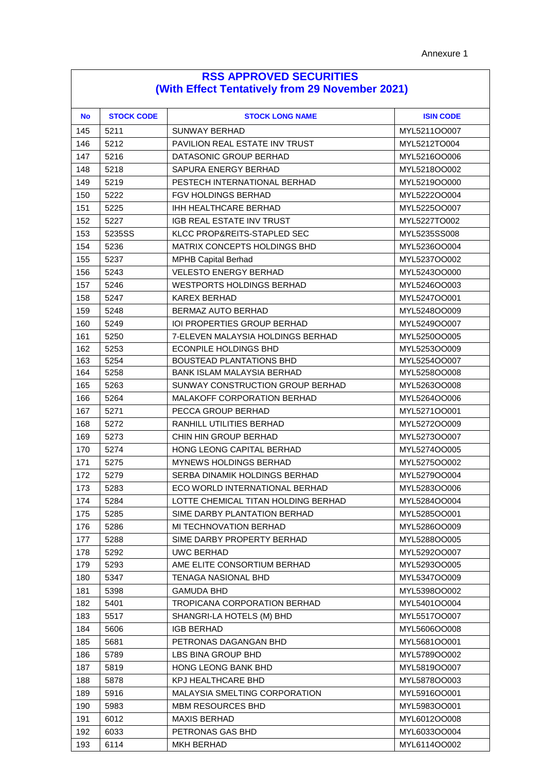Annexure 1

## RSS APPROVED SECURITIES
## (With Effect Tentatively from 29 November 2021)

| No | STOCK CODE | STOCK LONG NAME | ISIN CODE |
|---|---|---|---|
| 145 | 5211 | SUNWAY BERHAD | MYL5211OO007 |
| 146 | 5212 | PAVILION REAL ESTATE INV TRUST | MYL5212TO004 |
| 147 | 5216 | DATASONIC GROUP BERHAD | MYL5216OO006 |
| 148 | 5218 | SAPURA ENERGY BERHAD | MYL5218OO002 |
| 149 | 5219 | PESTECH INTERNATIONAL BERHAD | MYL5219OO000 |
| 150 | 5222 | FGV HOLDINGS BERHAD | MYL5222OO004 |
| 151 | 5225 | IHH HEALTHCARE BERHAD | MYL5225OO007 |
| 152 | 5227 | IGB REAL ESTATE INV TRUST | MYL5227TO002 |
| 153 | 5235SS | KLCC PROP&REITS-STAPLED SEC | MYL5235SS008 |
| 154 | 5236 | MATRIX CONCEPTS HOLDINGS BHD | MYL5236OO004 |
| 155 | 5237 | MPHB Capital Berhad | MYL5237OO002 |
| 156 | 5243 | VELESTO ENERGY BERHAD | MYL5243OO000 |
| 157 | 5246 | WESTPORTS HOLDINGS BERHAD | MYL5246OO003 |
| 158 | 5247 | KAREX BERHAD | MYL5247OO001 |
| 159 | 5248 | BERMAZ AUTO BERHAD | MYL5248OO009 |
| 160 | 5249 | IOI PROPERTIES GROUP BERHAD | MYL5249OO007 |
| 161 | 5250 | 7-ELEVEN MALAYSIA HOLDINGS BERHAD | MYL5250OO005 |
| 162 | 5253 | ECONPILE HOLDINGS BHD | MYL5253OO009 |
| 163 | 5254 | BOUSTEAD PLANTATIONS BHD | MYL5254OO007 |
| 164 | 5258 | BANK ISLAM MALAYSIA BERHAD | MYL5258OO008 |
| 165 | 5263 | SUNWAY CONSTRUCTION GROUP BERHAD | MYL5263OO008 |
| 166 | 5264 | MALAKOFF CORPORATION BERHAD | MYL5264OO006 |
| 167 | 5271 | PECCA GROUP BERHAD | MYL5271OO001 |
| 168 | 5272 | RANHILL UTILITIES BERHAD | MYL5272OO009 |
| 169 | 5273 | CHIN HIN GROUP BERHAD | MYL5273OO007 |
| 170 | 5274 | HONG LEONG CAPITAL BERHAD | MYL5274OO005 |
| 171 | 5275 | MYNEWS HOLDINGS BERHAD | MYL5275OO002 |
| 172 | 5279 | SERBA DINAMIK HOLDINGS BERHAD | MYL5279OO004 |
| 173 | 5283 | ECO WORLD INTERNATIONAL BERHAD | MYL5283OO006 |
| 174 | 5284 | LOTTE CHEMICAL TITAN HOLDING BERHAD | MYL5284OO004 |
| 175 | 5285 | SIME DARBY PLANTATION BERHAD | MYL5285OO001 |
| 176 | 5286 | MI TECHNOVATION BERHAD | MYL5286OO009 |
| 177 | 5288 | SIME DARBY PROPERTY BERHAD | MYL5288OO005 |
| 178 | 5292 | UWC BERHAD | MYL5292OO007 |
| 179 | 5293 | AME ELITE CONSORTIUM BERHAD | MYL5293OO005 |
| 180 | 5347 | TENAGA NASIONAL BHD | MYL5347OO009 |
| 181 | 5398 | GAMUDA BHD | MYL5398OO002 |
| 182 | 5401 | TROPICANA CORPORATION BERHAD | MYL5401OO004 |
| 183 | 5517 | SHANGRI-LA HOTELS (M) BHD | MYL5517OO007 |
| 184 | 5606 | IGB BERHAD | MYL5606OO008 |
| 185 | 5681 | PETRONAS DAGANGAN BHD | MYL5681OO001 |
| 186 | 5789 | LBS BINA GROUP BHD | MYL5789OO002 |
| 187 | 5819 | HONG LEONG BANK BHD | MYL5819OO007 |
| 188 | 5878 | KPJ HEALTHCARE BHD | MYL5878OO003 |
| 189 | 5916 | MALAYSIA SMELTING CORPORATION | MYL5916OO001 |
| 190 | 5983 | MBM RESOURCES BHD | MYL5983OO001 |
| 191 | 6012 | MAXIS BERHAD | MYL6012OO008 |
| 192 | 6033 | PETRONAS GAS BHD | MYL6033OO004 |
| 193 | 6114 | MKH BERHAD | MYL6114OO002 |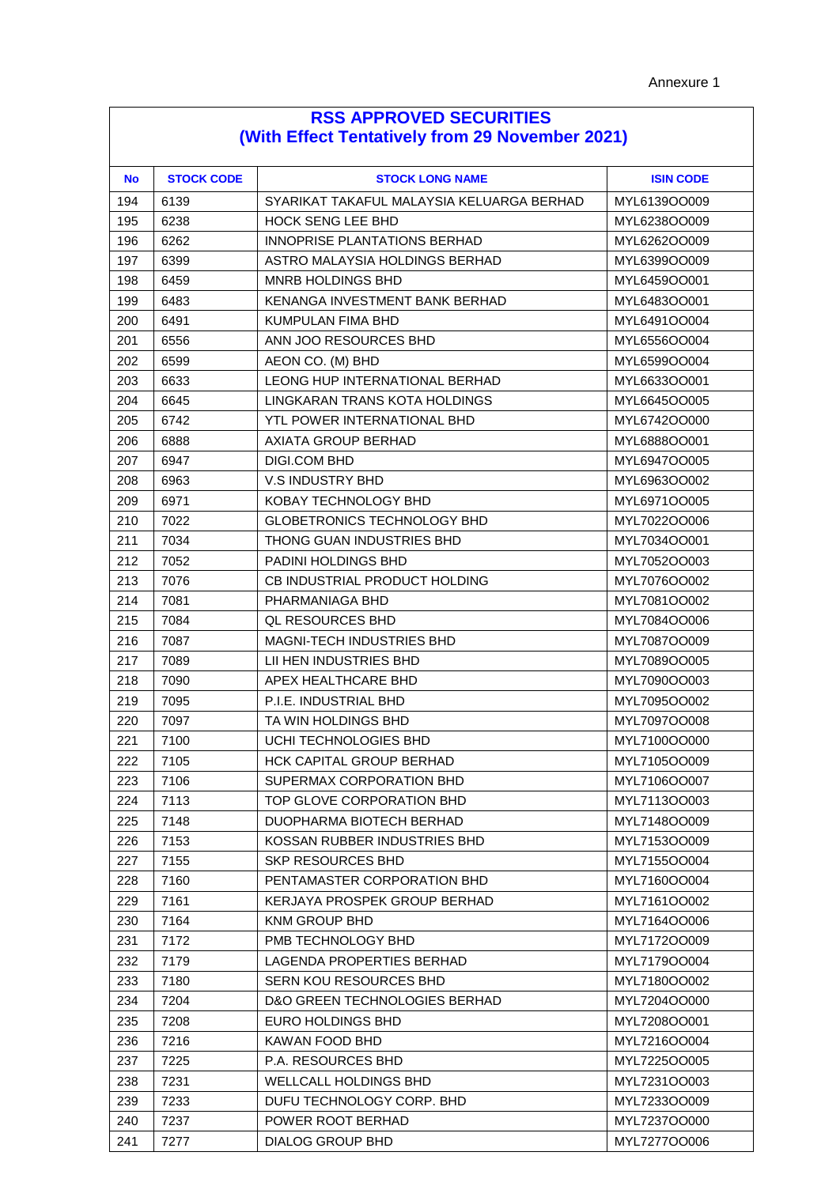Annexure 1

## RSS APPROVED SECURITIES
## (With Effect Tentatively from 29 November 2021)

| No | STOCK CODE | STOCK LONG NAME | ISIN CODE |
|---|---|---|---|
| 194 | 6139 | SYARIKAT TAKAFUL MALAYSIA KELUARGA BERHAD | MYL6139OO009 |
| 195 | 6238 | HOCK SENG LEE BHD | MYL6238OO009 |
| 196 | 6262 | INNOPRISE PLANTATIONS BERHAD | MYL6262OO009 |
| 197 | 6399 | ASTRO MALAYSIA HOLDINGS BERHAD | MYL6399OO009 |
| 198 | 6459 | MNRB HOLDINGS BHD | MYL6459OO001 |
| 199 | 6483 | KENANGA INVESTMENT BANK BERHAD | MYL6483OO001 |
| 200 | 6491 | KUMPULAN FIMA BHD | MYL6491OO004 |
| 201 | 6556 | ANN JOO RESOURCES BHD | MYL6556OO004 |
| 202 | 6599 | AEON CO. (M) BHD | MYL6599OO004 |
| 203 | 6633 | LEONG HUP INTERNATIONAL BERHAD | MYL6633OO001 |
| 204 | 6645 | LINGKARAN TRANS KOTA HOLDINGS | MYL6645OO005 |
| 205 | 6742 | YTL POWER INTERNATIONAL BHD | MYL6742OO000 |
| 206 | 6888 | AXIATA GROUP BERHAD | MYL6888OO001 |
| 207 | 6947 | DIGI.COM BHD | MYL6947OO005 |
| 208 | 6963 | V.S INDUSTRY BHD | MYL6963OO002 |
| 209 | 6971 | KOBAY TECHNOLOGY BHD | MYL6971OO005 |
| 210 | 7022 | GLOBETRONICS TECHNOLOGY BHD | MYL7022OO006 |
| 211 | 7034 | THONG GUAN INDUSTRIES BHD | MYL7034OO001 |
| 212 | 7052 | PADINI HOLDINGS BHD | MYL7052OO003 |
| 213 | 7076 | CB INDUSTRIAL PRODUCT HOLDING | MYL7076OO002 |
| 214 | 7081 | PHARMANIAGA BHD | MYL7081OO002 |
| 215 | 7084 | QL RESOURCES BHD | MYL7084OO006 |
| 216 | 7087 | MAGNI-TECH INDUSTRIES BHD | MYL7087OO009 |
| 217 | 7089 | LII HEN INDUSTRIES BHD | MYL7089OO005 |
| 218 | 7090 | APEX HEALTHCARE BHD | MYL7090OO003 |
| 219 | 7095 | P.I.E. INDUSTRIAL BHD | MYL7095OO002 |
| 220 | 7097 | TA WIN HOLDINGS BHD | MYL7097OO008 |
| 221 | 7100 | UCHI TECHNOLOGIES BHD | MYL7100OO000 |
| 222 | 7105 | HCK CAPITAL GROUP BERHAD | MYL7105OO009 |
| 223 | 7106 | SUPERMAX CORPORATION BHD | MYL7106OO007 |
| 224 | 7113 | TOP GLOVE CORPORATION BHD | MYL7113OO003 |
| 225 | 7148 | DUOPHARMA BIOTECH BERHAD | MYL7148OO009 |
| 226 | 7153 | KOSSAN RUBBER INDUSTRIES BHD | MYL7153OO009 |
| 227 | 7155 | SKP RESOURCES BHD | MYL7155OO004 |
| 228 | 7160 | PENTAMASTER CORPORATION BHD | MYL7160OO004 |
| 229 | 7161 | KERJAYA PROSPEK GROUP BERHAD | MYL7161OO002 |
| 230 | 7164 | KNM GROUP BHD | MYL7164OO006 |
| 231 | 7172 | PMB TECHNOLOGY BHD | MYL7172OO009 |
| 232 | 7179 | LAGENDA PROPERTIES BERHAD | MYL7179OO004 |
| 233 | 7180 | SERN KOU RESOURCES BHD | MYL7180OO002 |
| 234 | 7204 | D&O GREEN TECHNOLOGIES BERHAD | MYL7204OO000 |
| 235 | 7208 | EURO HOLDINGS BHD | MYL7208OO001 |
| 236 | 7216 | KAWAN FOOD BHD | MYL7216OO004 |
| 237 | 7225 | P.A. RESOURCES BHD | MYL7225OO005 |
| 238 | 7231 | WELLCALL HOLDINGS BHD | MYL7231OO003 |
| 239 | 7233 | DUFU TECHNOLOGY CORP. BHD | MYL7233OO009 |
| 240 | 7237 | POWER ROOT BERHAD | MYL7237OO000 |
| 241 | 7277 | DIALOG GROUP BHD | MYL7277OO006 |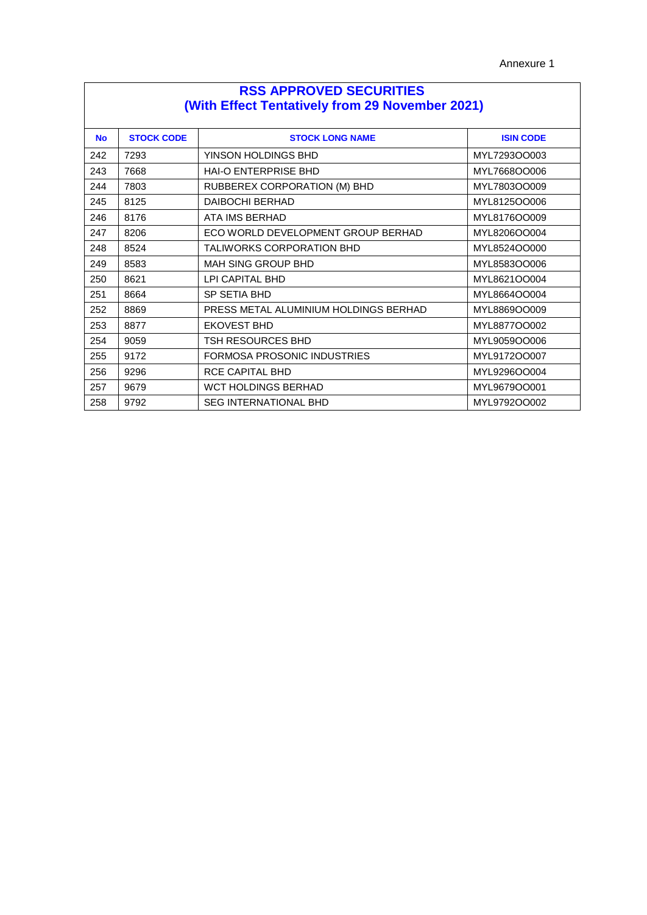Annexure 1

| RSS APPROVED SECURITIES (With Effect Tentatively from 29 November 2021) | | | |
|---|---|---|---|
| **No** | **STOCK CODE** | **STOCK LONG NAME** | **ISIN CODE** |
| 242 | 7293 | YINSON HOLDINGS BHD | MYL7293OO003 |
| 243 | 7668 | HAI-O ENTERPRISE BHD | MYL7668OO006 |
| 244 | 7803 | RUBBEREX CORPORATION (M) BHD | MYL7803OO009 |
| 245 | 8125 | DAIBOCHI BERHAD | MYL8125OO006 |
| 246 | 8176 | ATA IMS BERHAD | MYL8176OO009 |
| 247 | 8206 | ECO WORLD DEVELOPMENT GROUP BERHAD | MYL8206OO004 |
| 248 | 8524 | TALIWORKS CORPORATION BHD | MYL8524OO000 |
| 249 | 8583 | MAH SING GROUP BHD | MYL8583OO006 |
| 250 | 8621 | LPI CAPITAL BHD | MYL8621OO004 |
| 251 | 8664 | SP SETIA BHD | MYL8664OO004 |
| 252 | 8869 | PRESS METAL ALUMINIUM HOLDINGS BERHAD | MYL8869OO009 |
| 253 | 8877 | EKOVEST BHD | MYL8877OO002 |
| 254 | 9059 | TSH RESOURCES BHD | MYL9059OO006 |
| 255 | 9172 | FORMOSA PROSONIC INDUSTRIES | MYL9172OO007 |
| 256 | 9296 | RCE CAPITAL BHD | MYL9296OO004 |
| 257 | 9679 | WCT HOLDINGS BERHAD | MYL9679OO001 |
| 258 | 9792 | SEG INTERNATIONAL BHD | MYL9792OO002 |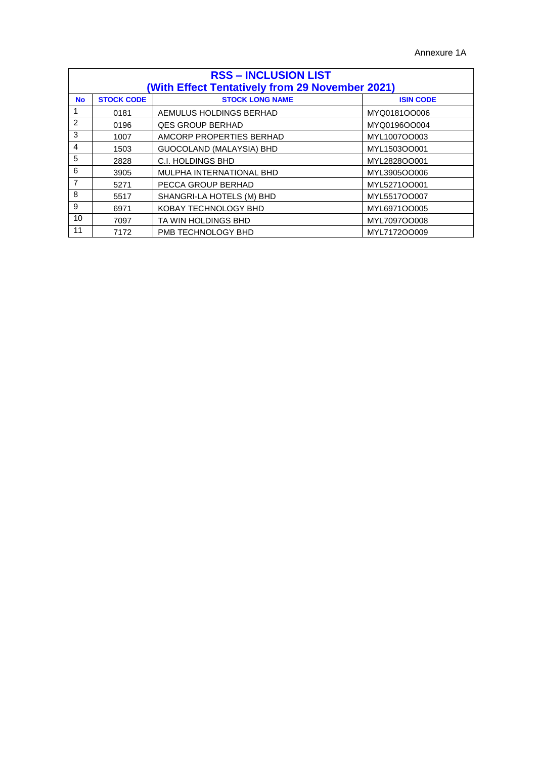Annexure 1A

| RSS – INCLUSION LIST (With Effect Tentatively from 29 November 2021) | | | |
|---|---|---|---|
| **No** | **STOCK CODE** | **STOCK LONG NAME** | **ISIN CODE** |
| 1 | 0181 | AEMULUS HOLDINGS BERHAD | MYQ0181OO006 |
| 2 | 0196 | QES GROUP BERHAD | MYQ0196OO004 |
| 3 | 1007 | AMCORP PROPERTIES BERHAD | MYL1007OO003 |
| 4 | 1503 | GUOCOLAND (MALAYSIA) BHD | MYL1503OO001 |
| 5 | 2828 | C.I. HOLDINGS BHD | MYL2828OO001 |
| 6 | 3905 | MULPHA INTERNATIONAL BHD | MYL3905OO006 |
| 7 | 5271 | PECCA GROUP BERHAD | MYL5271OO001 |
| 8 | 5517 | SHANGRI-LA HOTELS (M) BHD | MYL5517OO007 |
| 9 | 6971 | KOBAY TECHNOLOGY BHD | MYL6971OO005 |
| 10 | 7097 | TA WIN HOLDINGS BHD | MYL7097OO008 |
| 11 | 7172 | PMB TECHNOLOGY BHD | MYL7172OO009 |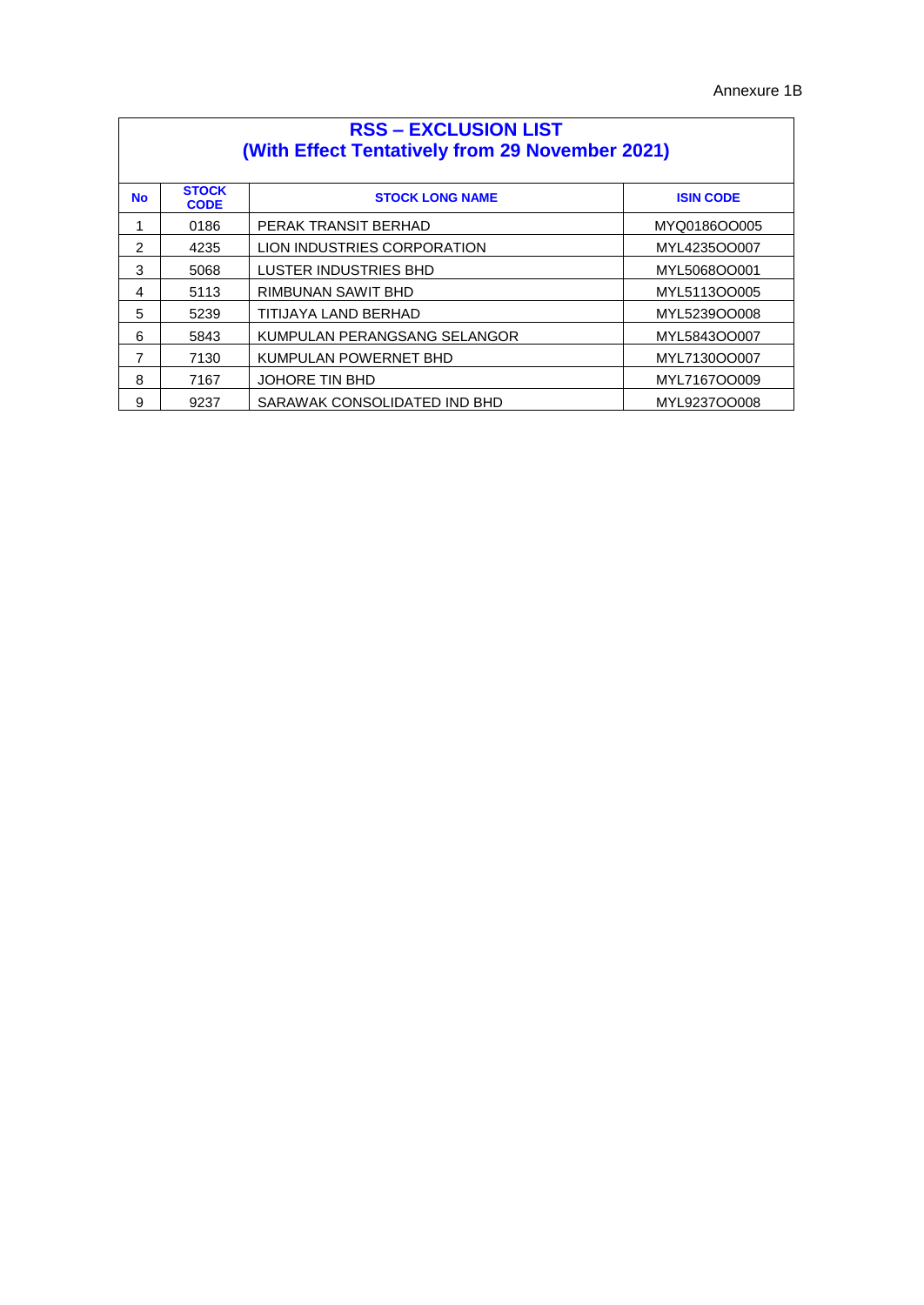Annexure 1B

## RSS – EXCLUSION LIST
## (With Effect Tentatively from 29 November 2021)

| No | STOCK CODE | STOCK LONG NAME | ISIN CODE |
|---|---|---|---|
| 1 | 0186 | PERAK TRANSIT BERHAD | MYQ0186OO005 |
| 2 | 4235 | LION INDUSTRIES CORPORATION | MYL4235OO007 |
| 3 | 5068 | LUSTER INDUSTRIES BHD | MYL5068OO001 |
| 4 | 5113 | RIMBUNAN SAWIT BHD | MYL5113OO005 |
| 5 | 5239 | TITIJAYA LAND BERHAD | MYL5239OO008 |
| 6 | 5843 | KUMPULAN PERANGSANG SELANGOR | MYL5843OO007 |
| 7 | 7130 | KUMPULAN POWERNET BHD | MYL7130OO007 |
| 8 | 7167 | JOHORE TIN BHD | MYL7167OO009 |
| 9 | 9237 | SARAWAK CONSOLIDATED IND BHD | MYL9237OO008 |